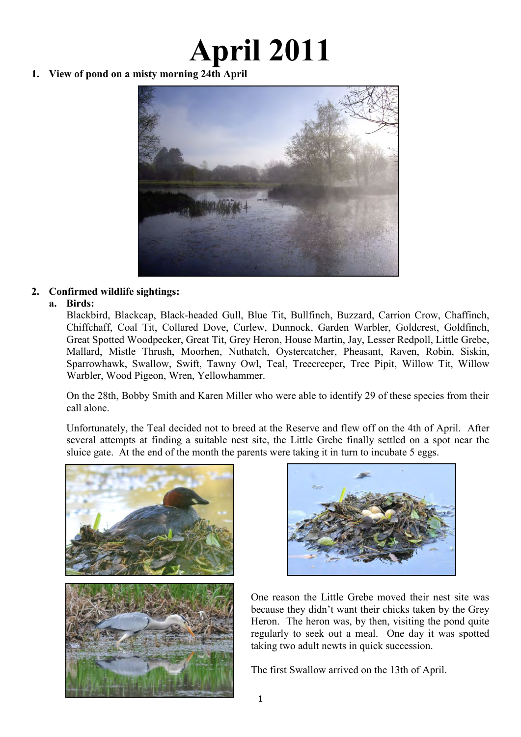# April 2011

1. **View of pond on a misty morning 24th April**

2. **Confirmed wildlife sightings:**

   a. **Birds:**

   Blackbird, Blackcap, Black-headed Gull, Blue Tit, Bullfinch, Buzzard, Carrion Crow, Chaffinch, Chiffchaff, Coal Tit, Collared Dove, Curlew, Dunnock, Garden Warbler, Goldcrest, Goldfinch, Great Spotted Woodpecker, Great Tit, Grey Heron, House Martin, Jay, Lesser Redpoll, Little Grebe, Mallard, Mistle Thrush, Moorhen, Nuthatch, Oystercatcher, Pheasant, Raven, Robin, Siskin, Sparrowhawk, Swallow, Swift, Tawny Owl, Teal, Treecreeper, Tree Pipit, Willow Tit, Willow Warbler, Wood Pigeon, Wren, Yellowhammer.

   On the 28th, Bobby Smith and Karen Miller who were able to identify 29 of these species from their call alone.

   Unfortunately, the Teal decided not to breed at the Reserve and flew off on the 4th of April. After several attempts at finding a suitable nest site, the Little Grebe finally settled on a spot near the sluice gate. At the end of the month the parents were taking it in turn to incubate 5 eggs.

   One reason the Little Grebe moved their nest site was because they didn't want their chicks taken by the Grey Heron. The heron was, by then, visiting the pond quite regularly to seek out a meal. One day it was spotted taking two adult newts in quick succession.

   The first Swallow arrived on the 13th of April.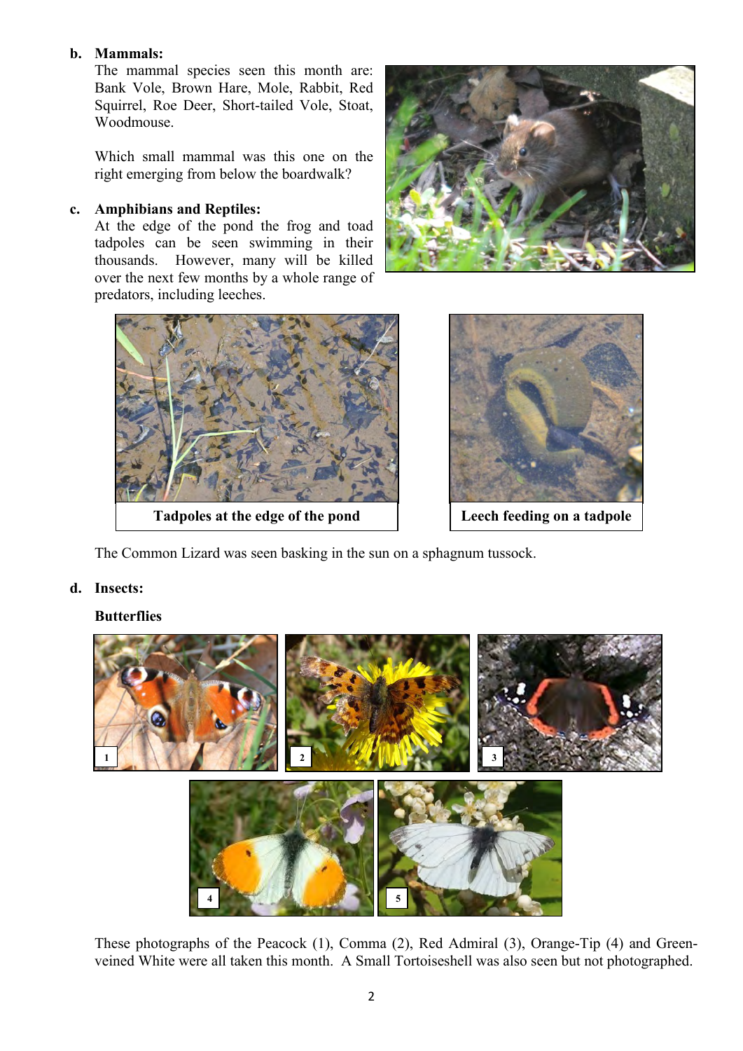**b. Mammals:**

The mammal species seen this month are: Bank Vole, Brown Hare, Mole, Rabbit, Red Squirrel, Roe Deer, Short-tailed Vole, Stoat, Woodmouse.

Which small mammal was this one on the right emerging from below the boardwalk?

**c. Amphibians and Reptiles:**

At the edge of the pond the frog and toad tadpoles can be seen swimming in their thousands. However, many will be killed over the next few months by a whole range of predators, including leeches.

**Tadpoles at the edge of the pond**

**Leech feeding on a tadpole**

The Common Lizard was seen basking in the sun on a sphagnum tussock.

**d. Insects:**

**Butterflies**

1

2

3

4

5

These photographs of the Peacock (1), Comma (2), Red Admiral (3), Orange-Tip (4) and Green-veined White were all taken this month. A Small Tortoiseshell was also seen but not photographed.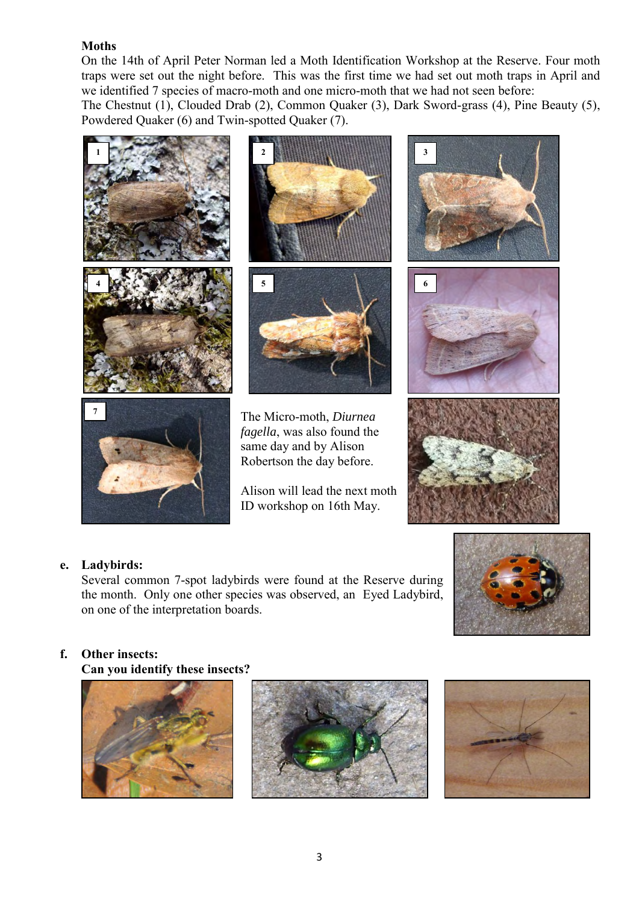**Moths**

On the 14th of April Peter Norman led a Moth Identification Workshop at the Reserve. Four moth traps were set out the night before. This was the first time we had set out moth traps in April and we identified 7 species of macro-moth and one micro-moth that we had not seen before:
The Chestnut (1), Clouded Drab (2), Common Quaker (3), Dark Sword-grass (4), Pine Beauty (5), Powdered Quaker (6) and Twin-spotted Quaker (7).

1

2

3

4

5

6

7

The Micro-moth, *Diurnea fagella*, was also found the same day and by Alison Robertson the day before.

Alison will lead the next moth ID workshop on 16th May.

**e. Ladybirds:**

Several common 7-spot ladybirds were found at the Reserve during the month. Only one other species was observed, an Eyed Ladybird, on one of the interpretation boards.

**f. Other insects:**

**Can you identify these insects?**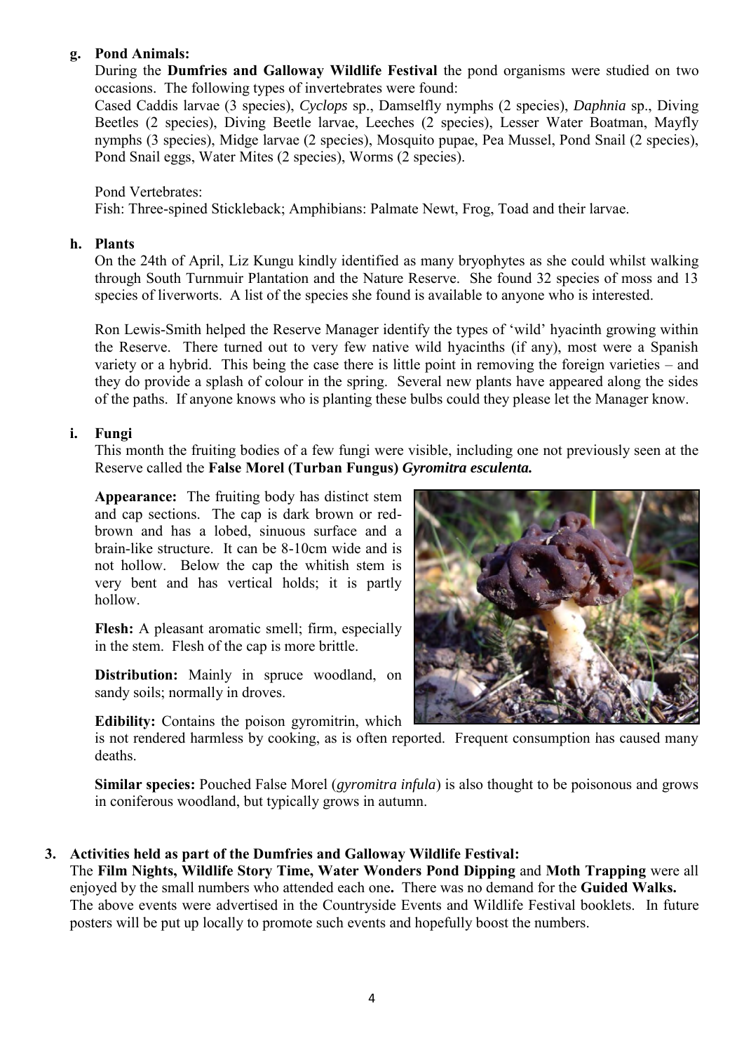**g. Pond Animals:**

During the **Dumfries and Galloway Wildlife Festival** the pond organisms were studied on two occasions. The following types of invertebrates were found:

Cased Caddis larvae (3 species), *Cyclops* sp., Damselfly nymphs (2 species), *Daphnia* sp., Diving Beetles (2 species), Diving Beetle larvae, Leeches (2 species), Lesser Water Boatman, Mayfly nymphs (3 species), Midge larvae (2 species), Mosquito pupae, Pea Mussel, Pond Snail (2 species), Pond Snail eggs, Water Mites (2 species), Worms (2 species).

Pond Vertebrates:

Fish: Three-spined Stickleback; Amphibians: Palmate Newt, Frog, Toad and their larvae.

**h. Plants**

On the 24th of April, Liz Kungu kindly identified as many bryophytes as she could whilst walking through South Turnmuir Plantation and the Nature Reserve. She found 32 species of moss and 13 species of liverworts. A list of the species she found is available to anyone who is interested.

Ron Lewis-Smith helped the Reserve Manager identify the types of 'wild' hyacinth growing within the Reserve. There turned out to very few native wild hyacinths (if any), most were a Spanish variety or a hybrid. This being the case there is little point in removing the foreign varieties – and they do provide a splash of colour in the spring. Several new plants have appeared along the sides of the paths. If anyone knows who is planting these bulbs could they please let the Manager know.

**i. Fungi**

This month the fruiting bodies of a few fungi were visible, including one not previously seen at the Reserve called the **False Morel (Turban Fungus)** ***Gyromitra esculenta.***

**Appearance:** The fruiting body has distinct stem and cap sections. The cap is dark brown or red-brown and has a lobed, sinuous surface and a brain-like structure. It can be 8-10cm wide and is not hollow. Below the cap the whitish stem is very bent and has vertical holds; it is partly hollow.

**Flesh:** A pleasant aromatic smell; firm, especially in the stem. Flesh of the cap is more brittle.

**Distribution:** Mainly in spruce woodland, on sandy soils; normally in droves.

**Edibility:** Contains the poison gyromitrin, which is not rendered harmless by cooking, as is often reported. Frequent consumption has caused many deaths.

**Similar species:** Pouched False Morel (*gyromitra infula*) is also thought to be poisonous and grows in coniferous woodland, but typically grows in autumn.

**3. Activities held as part of the Dumfries and Galloway Wildlife Festival:**

The **Film Nights, Wildlife Story Time, Water Wonders Pond Dipping** and **Moth Trapping** were all enjoyed by the small numbers who attended each one**.** There was no demand for the **Guided Walks.** The above events were advertised in the Countryside Events and Wildlife Festival booklets. In future posters will be put up locally to promote such events and hopefully boost the numbers.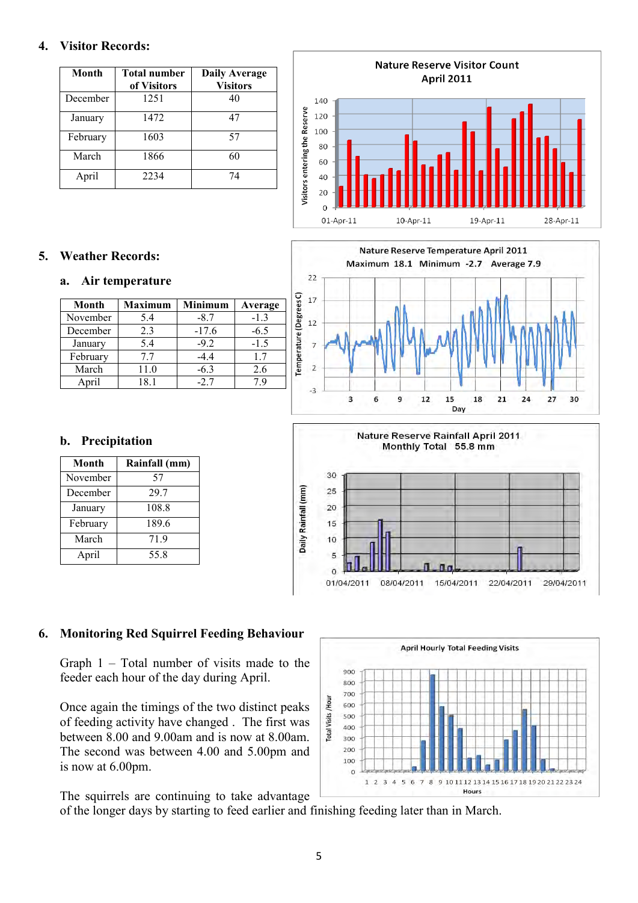## 4. Visitor Records:

| Month | Total number of Visitors | Daily Average Visitors |
|---|---|---|
| December | 1251 | 40 |
| January | 1472 | 47 |
| February | 1603 | 57 |
| March | 1866 | 60 |
| April | 2234 | 74 |

## 5. Weather Records:

### a. Air temperature

| Month | Maximum | Minimum | Average |
|---|---|---|---|
| November | 5.4 | -8.7 | -1.3 |
| December | 2.3 | -17.6 | -6.5 |
| January | 5.4 | -9.2 | -1.5 |
| February | 7.7 | -4.4 | 1.7 |
| March | 11.0 | -6.3 | 2.6 |
| April | 18.1 | -2.7 | 7.9 |

### b. Precipitation

| Month | Rainfall (mm) |
|---|---|
| November | 57 |
| December | 29.7 |
| January | 108.8 |
| February | 189.6 |
| March | 71.9 |
| April | 55.8 |

## 6. Monitoring Red Squirrel Feeding Behaviour

Graph 1 – Total number of visits made to the feeder each hour of the day during April.

Once again the timings of the two distinct peaks of feeding activity have changed . The first was between 8.00 and 9.00am and is now at 8.00am. The second was between 4.00 and 5.00pm and is now at 6.00pm.

The squirrels are continuing to take advantage of the longer days by starting to feed earlier and finishing feeding later than in March.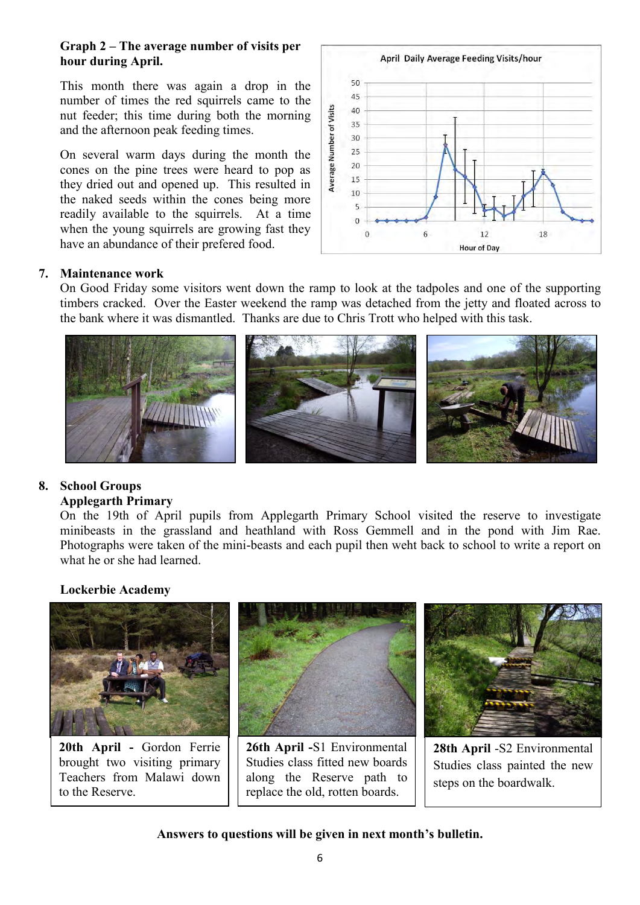**Graph 2 – The average number of visits per hour during April.**

This month there was again a drop in the number of times the red squirrels came to the nut feeder; this time during both the morning and the afternoon peak feeding times.

On several warm days during the month the cones on the pine trees were heard to pop as they dried out and opened up. This resulted in the naked seeds within the cones being more readily available to the squirrels. At a time when the young squirrels are growing fast they have an abundance of their prefered food.

April Daily Average Feeding Visits/hour

Average Number of Visits

50
45
40
35
30
25
20
15
10
5
0

0
6
12
18

Hour of Day

## 7. Maintenance work

On Good Friday some visitors went down the ramp to look at the tadpoles and one of the supporting timbers cracked. Over the Easter weekend the ramp was detached from the jetty and floated across to the bank where it was dismantled. Thanks are due to Chris Trott who helped with this task.

## 8. School Groups

### Applegarth Primary

On the 19th of April pupils from Applegarth Primary School visited the reserve to investigate minibeasts in the grassland and heathland with Ross Gemmell and in the pond with Jim Rae. Photographs were taken of the mini-beasts and each pupil then weht back to school to write a report on what he or she had learned.

### Lockerbie Academy

**20th April -** Gordon Ferrie brought two visiting primary Teachers from Malawi down to the Reserve.

**26th April -**S1 Environmental Studies class fitted new boards along the Reserve path to replace the old, rotten boards.

**28th April -**S2 Environmental Studies class painted the new steps on the boardwalk.

**Answers to questions will be given in next month's bulletin.**